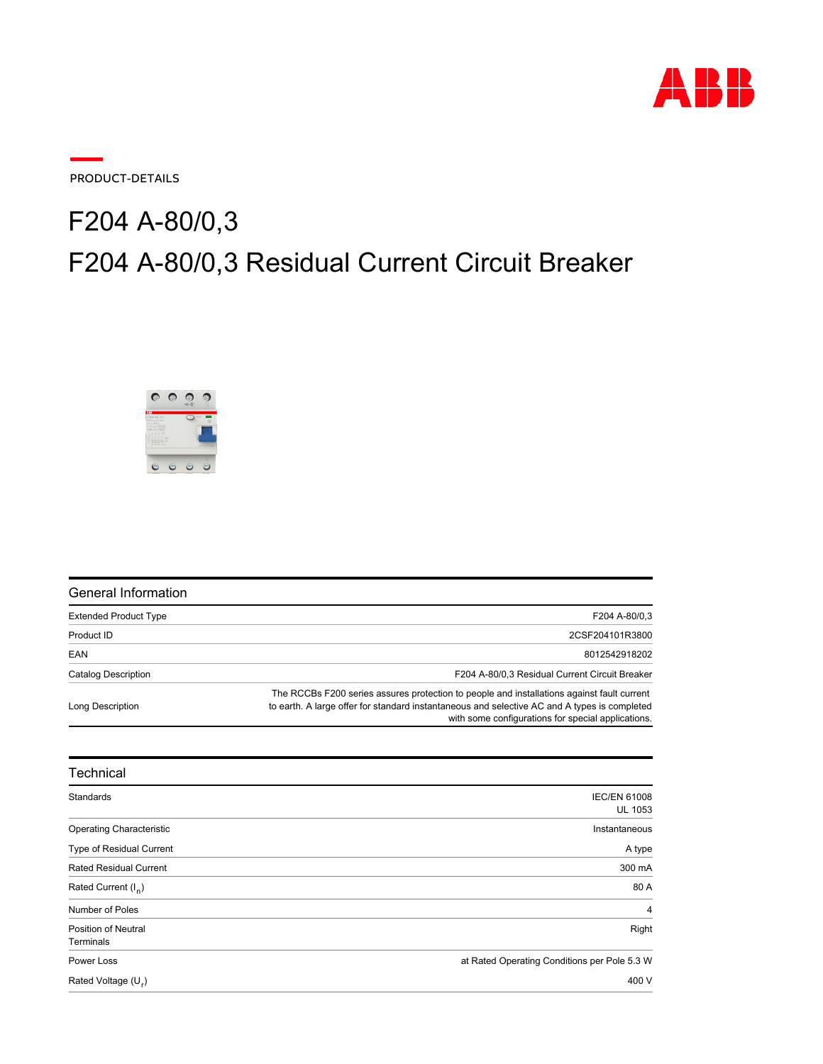PRODUCT-DETAILS

# F204 A-80/0,3

# F204 A-80/0,3 Residual Current Circuit Breaker

## General Information

| | |
|---|---|
| Extended Product Type | F204 A-80/0,3 |
| Product ID | 2CSF204101R3800 |
| EAN | 8012542918202 |
| Catalog Description | F204 A-80/0,3 Residual Current Circuit Breaker |
| Long Description | The RCCBs F200 series assures protection to people and installations against fault current to earth. A large offer for standard instantaneous and selective AC and A types is completed with some configurations for special applications. |

## Technical

| | |
|---|---|
| Standards | IEC/EN 61008<br>UL 1053 |
| Operating Characteristic | Instantaneous |
| Type of Residual Current | A type |
| Rated Residual Current | 300 mA |
| Rated Current ($I_n$) | 80 A |
| Number of Poles | 4 |
| Position of Neutral Terminals | Right |
| Power Loss | at Rated Operating Conditions per Pole 5.3 W |
| Rated Voltage ($U_r$) | 400 V |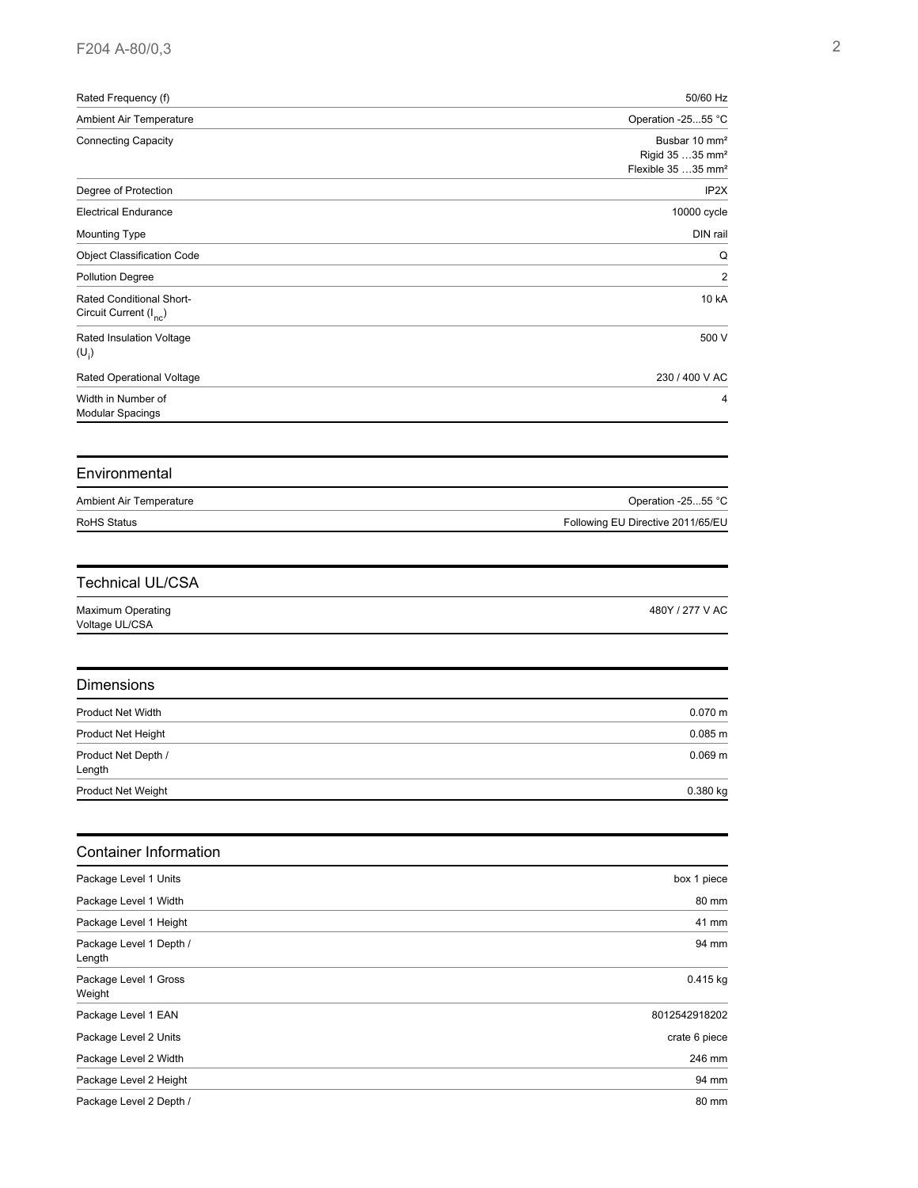| | |
|---|---|
| Rated Frequency (f) | 50/60 Hz |
| Ambient Air Temperature | Operation -25...55 °C |
| Connecting Capacity | Busbar 10 mm²<br>Rigid 35 …35 mm²<br>Flexible 35 …35 mm² |
| Degree of Protection | IP2X |
| Electrical Endurance | 10000 cycle |
| Mounting Type | DIN rail |
| Object Classification Code | Q |
| Pollution Degree | 2 |
| Rated Conditional Short-Circuit Current ($I_{nc}$) | 10 kA |
| Rated Insulation Voltage ($U_i$) | 500 V |
| Rated Operational Voltage | 230 / 400 V AC |
| Width in Number of Modular Spacings | 4 |

## Environmental

| | |
|---|---|
| Ambient Air Temperature | Operation -25...55 °C |
| RoHS Status | Following EU Directive 2011/65/EU |

## Technical UL/CSA

| | |
|---|---|
| Maximum Operating Voltage UL/CSA | 480Y / 277 V AC |

## Dimensions

| | |
|---|---|
| Product Net Width | 0.070 m |
| Product Net Height | 0.085 m |
| Product Net Depth / Length | 0.069 m |
| Product Net Weight | 0.380 kg |

## Container Information

| | |
|---|---|
| Package Level 1 Units | box 1 piece |
| Package Level 1 Width | 80 mm |
| Package Level 1 Height | 41 mm |
| Package Level 1 Depth / Length | 94 mm |
| Package Level 1 Gross Weight | 0.415 kg |
| Package Level 1 EAN | 8012542918202 |
| Package Level 2 Units | crate 6 piece |
| Package Level 2 Width | 246 mm |
| Package Level 2 Height | 94 mm |
| Package Level 2 Depth / | 80 mm |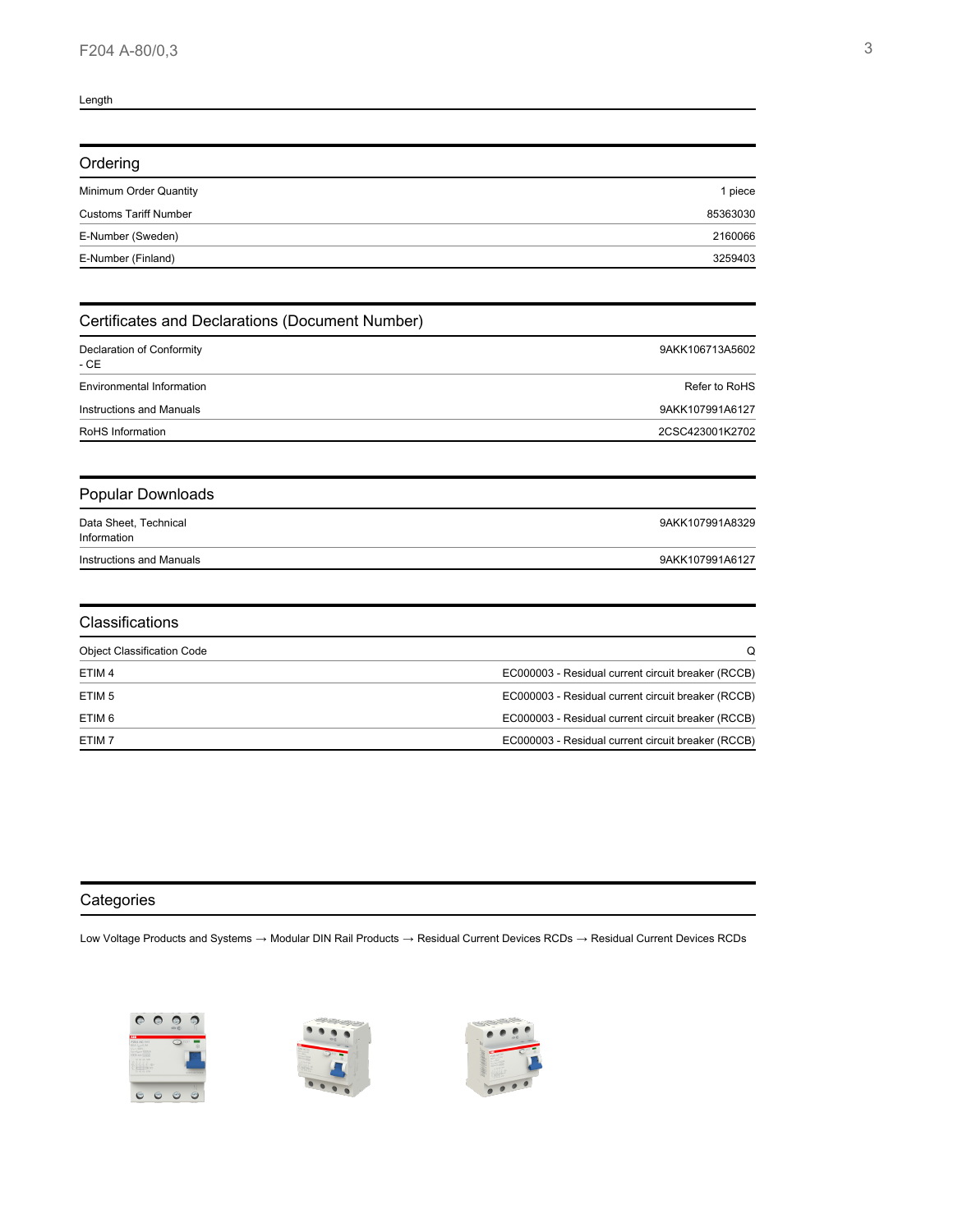Length

## Ordering

| | |
|---|---|
| Minimum Order Quantity | 1 piece |
| Customs Tariff Number | 85363030 |
| E-Number (Sweden) | 2160066 |
| E-Number (Finland) | 3259403 |

## Certificates and Declarations (Document Number)

| | |
|---|---|
| Declaration of Conformity - CE | 9AKK106713A5602 |
| Environmental Information | Refer to RoHS |
| Instructions and Manuals | 9AKK107991A6127 |
| RoHS Information | 2CSC423001K2702 |

## Popular Downloads

| | |
|---|---|
| Data Sheet, Technical Information | 9AKK107991A8329 |
| Instructions and Manuals | 9AKK107991A6127 |

## Classifications

| | |
|---|---|
| Object Classification Code | Q |
| ETIM 4 | EC000003 - Residual current circuit breaker (RCCB) |
| ETIM 5 | EC000003 - Residual current circuit breaker (RCCB) |
| ETIM 6 | EC000003 - Residual current circuit breaker (RCCB) |
| ETIM 7 | EC000003 - Residual current circuit breaker (RCCB) |

## Categories

Low Voltage Products and Systems → Modular DIN Rail Products → Residual Current Devices RCDs → Residual Current Devices RCDs